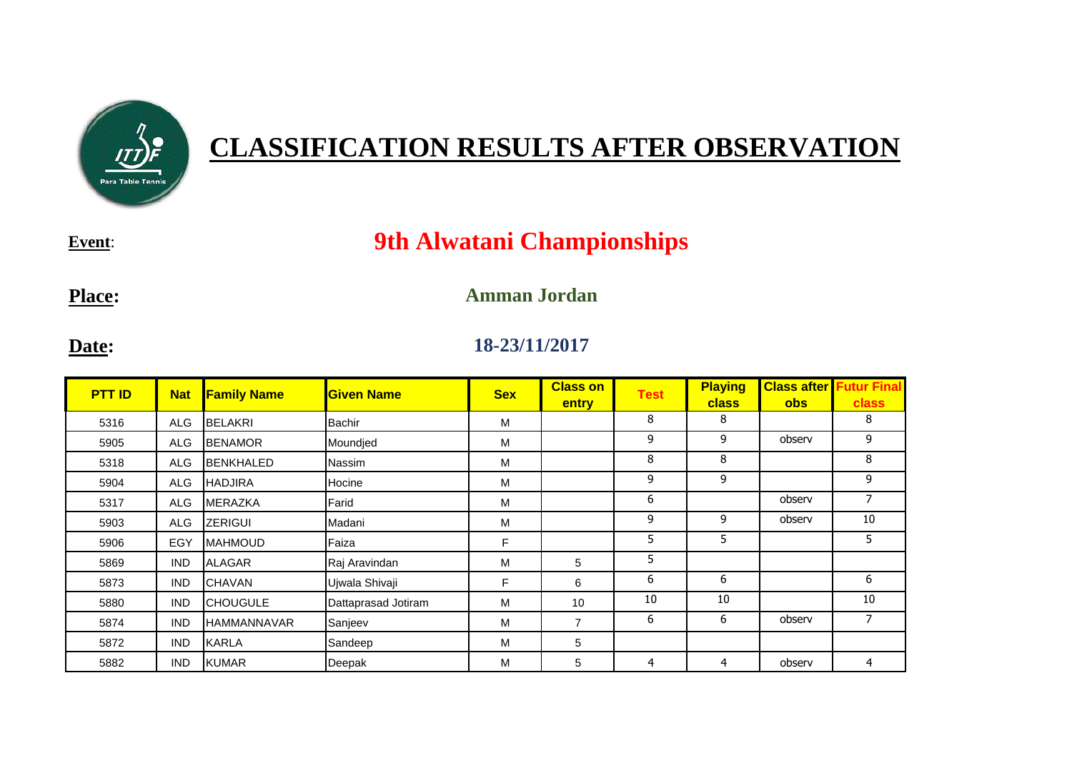# CLASSIFICATION RESULTS AFTER OBSERVATION

**Event**: **9th Alwatani Championships**

**Place:** **Amman Jordan**

**Date:** **18-23/11/2017**

| PTT ID | Nat | Family Name | Given Name | Sex | Class on entry | Test | Playing class | Class after obs | Futur Final class |
|---|---|---|---|---|---|---|---|---|---|
| 5316 | ALG | BELAKRI | Bachir | M | | 8 | 8 | | 8 |
| 5905 | ALG | BENAMOR | Moundjed | M | | 9 | 9 | observ | 9 |
| 5318 | ALG | BENKHALED | Nassim | M | | 8 | 8 | | 8 |
| 5904 | ALG | HADJIRA | Hocine | M | | 9 | 9 | | 9 |
| 5317 | ALG | MERAZKA | Farid | M | | 6 | | observ | 7 |
| 5903 | ALG | ZERIGUI | Madani | M | | 9 | 9 | observ | 10 |
| 5906 | EGY | MAHMOUD | Faiza | F | | 5 | 5 | | 5 |
| 5869 | IND | ALAGAR | Raj Aravindan | M | 5 | 5 | | | |
| 5873 | IND | CHAVAN | Ujwala Shivaji | F | 6 | 6 | 6 | | 6 |
| 5880 | IND | CHOUGULE | Dattaprasad Jotiram | M | 10 | 10 | 10 | | 10 |
| 5874 | IND | HAMMANNAVAR | Sanjeev | M | 7 | 6 | 6 | observ | 7 |
| 5872 | IND | KARLA | Sandeep | M | 5 | | | | |
| 5882 | IND | KUMAR | Deepak | M | 5 | 4 | 4 | observ | 4 |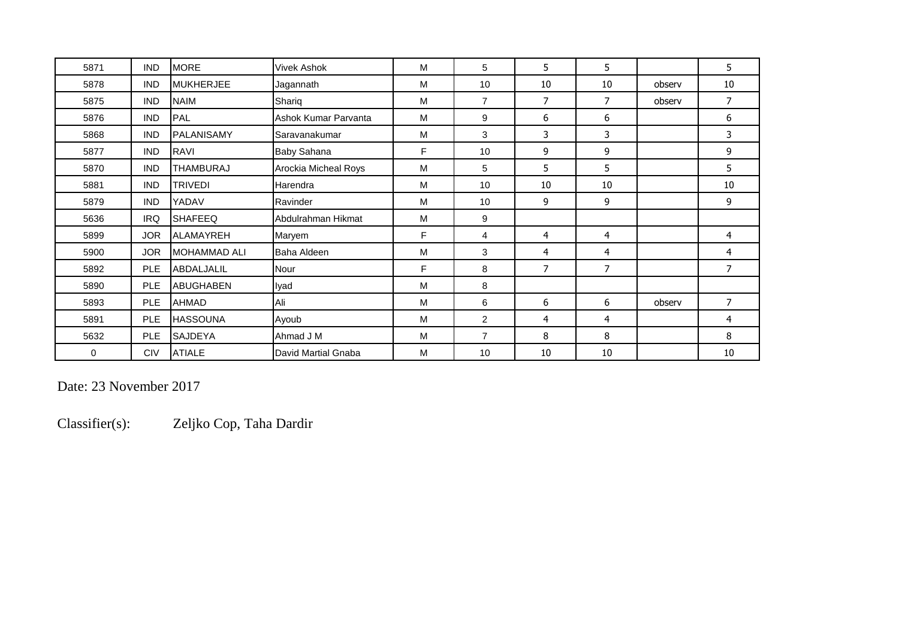| | | | | | | | | | |
|---|---|---|---|---|---|---|---|---|---|
| 5871 | IND | MORE | Vivek Ashok | M | 5 | 5 | 5 | | 5 |
| 5878 | IND | MUKHERJEE | Jagannath | M | 10 | 10 | 10 | observ | 10 |
| 5875 | IND | NAIM | Shariq | M | 7 | 7 | 7 | observ | 7 |
| 5876 | IND | PAL | Ashok Kumar Parvanta | M | 9 | 6 | 6 | | 6 |
| 5868 | IND | PALANISAMY | Saravanakumar | M | 3 | 3 | 3 | | 3 |
| 5877 | IND | RAVI | Baby Sahana | F | 10 | 9 | 9 | | 9 |
| 5870 | IND | THAMBURAJ | Arockia Micheal Roys | M | 5 | 5 | 5 | | 5 |
| 5881 | IND | TRIVEDI | Harendra | M | 10 | 10 | 10 | | 10 |
| 5879 | IND | YADAV | Ravinder | M | 10 | 9 | 9 | | 9 |
| 5636 | IRQ | SHAFEEQ | Abdulrahman Hikmat | M | 9 | | | | |
| 5899 | JOR | ALAMAYREH | Maryem | F | 4 | 4 | 4 | | 4 |
| 5900 | JOR | MOHAMMAD ALI | Baha Aldeen | M | 3 | 4 | 4 | | 4 |
| 5892 | PLE | ABDALJALIL | Nour | F | 8 | 7 | 7 | | 7 |
| 5890 | PLE | ABUGHABEN | Iyad | M | 8 | | | | |
| 5893 | PLE | AHMAD | Ali | M | 6 | 6 | 6 | observ | 7 |
| 5891 | PLE | HASSOUNA | Ayoub | M | 2 | 4 | 4 | | 4 |
| 5632 | PLE | SAJDEYA | Ahmad J M | M | 7 | 8 | 8 | | 8 |
| 0 | CIV | ATIALE | David Martial Gnaba | M | 10 | 10 | 10 | | 10 |

Date: 23 November 2017

Classifier(s): Zeljko Cop, Taha Dardir